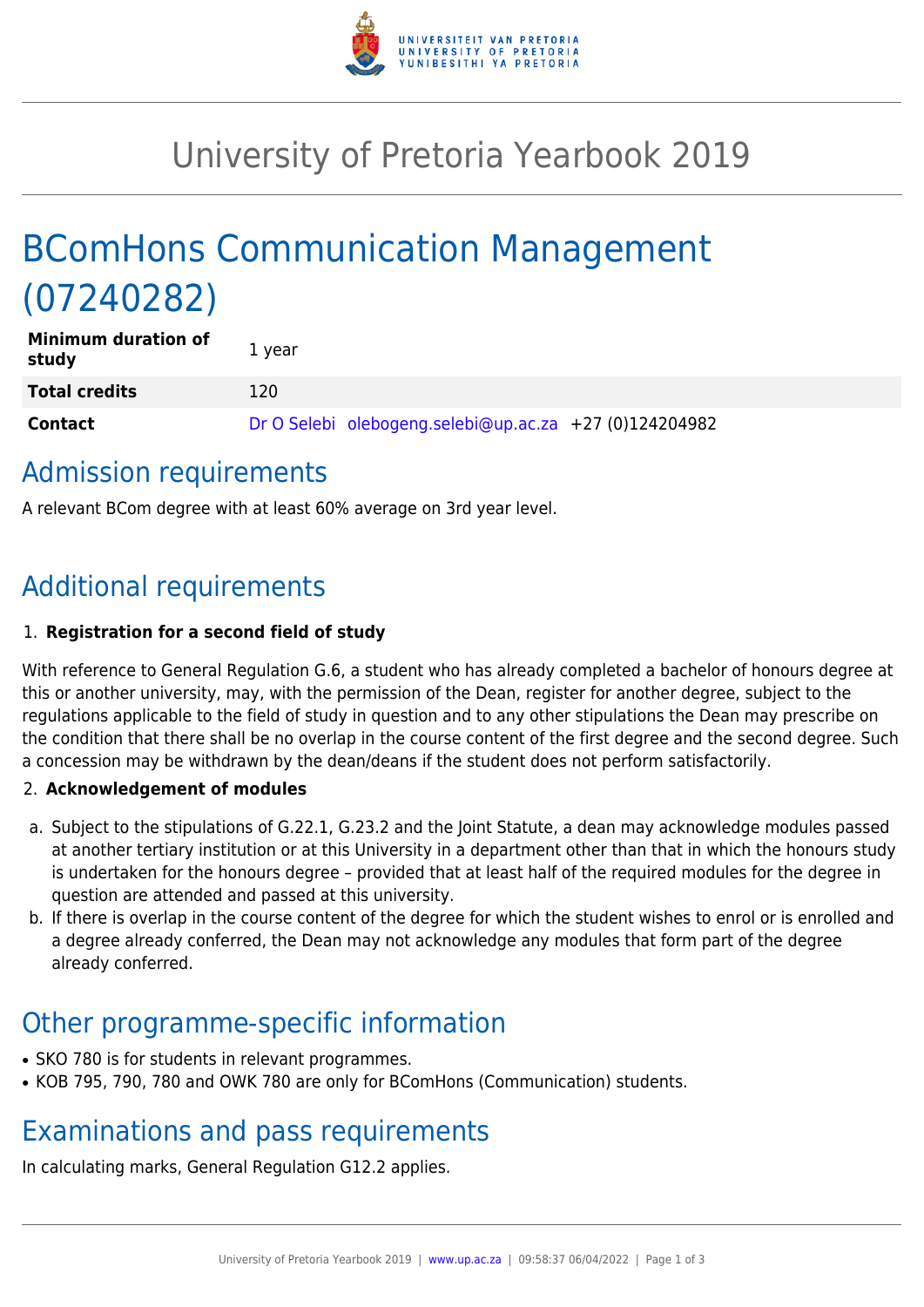# University of Pretoria Yearbook 2019

# BComHons Communication Management (07240282)

| | |
|---|---|
| **Minimum duration of study** | 1 year |
| **Total credits** | 120 |
| **Contact** | Dr O Selebi olebogeng.selebi@up.ac.za +27 (0)124204982 |

## Admission requirements

A relevant BCom degree with at least 60% average on 3rd year level.

## Additional requirements

1. **Registration for a second field of study**

With reference to General Regulation G.6, a student who has already completed a bachelor of honours degree at this or another university, may, with the permission of the Dean, register for another degree, subject to the regulations applicable to the field of study in question and to any other stipulations the Dean may prescribe on the condition that there shall be no overlap in the course content of the first degree and the second degree. Such a concession may be withdrawn by the dean/deans if the student does not perform satisfactorily.

2. **Acknowledgement of modules**

a. Subject to the stipulations of G.22.1, G.23.2 and the Joint Statute, a dean may acknowledge modules passed at another tertiary institution or at this University in a department other than that in which the honours study is undertaken for the honours degree – provided that at least half of the required modules for the degree in question are attended and passed at this university.

b. If there is overlap in the course content of the degree for which the student wishes to enrol or is enrolled and a degree already conferred, the Dean may not acknowledge any modules that form part of the degree already conferred.

## Other programme-specific information

- SKO 780 is for students in relevant programmes.
- KOB 795, 790, 780 and OWK 780 are only for BComHons (Communication) students.

## Examinations and pass requirements

In calculating marks, General Regulation G12.2 applies.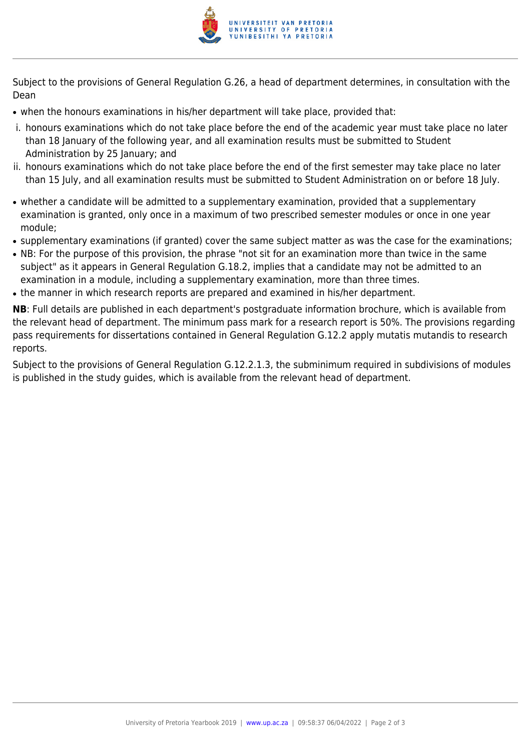Subject to the provisions of General Regulation G.26, a head of department determines, in consultation with the Dean

- when the honours examinations in his/her department will take place, provided that:

  i. honours examinations which do not take place before the end of the academic year must take place no later than 18 January of the following year, and all examination results must be submitted to Student Administration by 25 January; and

  ii. honours examinations which do not take place before the end of the first semester may take place no later than 15 July, and all examination results must be submitted to Student Administration on or before 18 July.

- whether a candidate will be admitted to a supplementary examination, provided that a supplementary examination is granted, only once in a maximum of two prescribed semester modules or once in one year module;
- supplementary examinations (if granted) cover the same subject matter as was the case for the examinations;
- NB: For the purpose of this provision, the phrase "not sit for an examination more than twice in the same subject" as it appears in General Regulation G.18.2, implies that a candidate may not be admitted to an examination in a module, including a supplementary examination, more than three times.
- the manner in which research reports are prepared and examined in his/her department.

**NB**: Full details are published in each department's postgraduate information brochure, which is available from the relevant head of department. The minimum pass mark for a research report is 50%. The provisions regarding pass requirements for dissertations contained in General Regulation G.12.2 apply mutatis mutandis to research reports.

Subject to the provisions of General Regulation G.12.2.1.3, the subminimum required in subdivisions of modules is published in the study guides, which is available from the relevant head of department.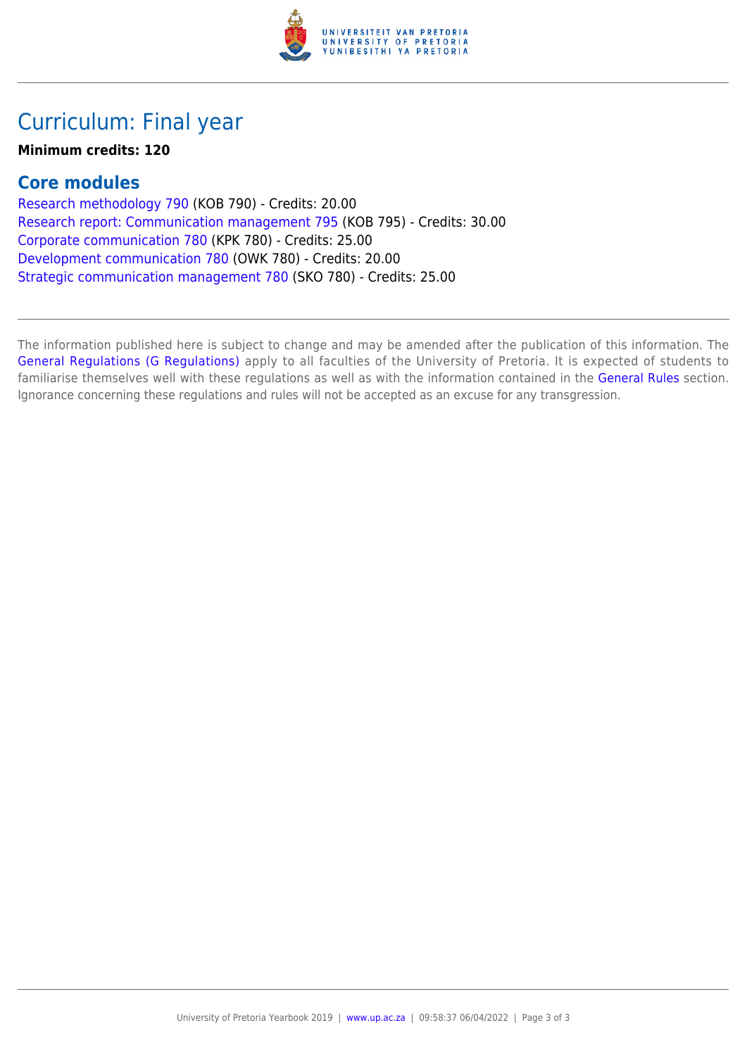# Curriculum: Final year

**Minimum credits: 120**

## Core modules

Research methodology 790 (KOB 790) - Credits: 20.00
Research report: Communication management 795 (KOB 795) - Credits: 30.00
Corporate communication 780 (KPK 780) - Credits: 25.00
Development communication 780 (OWK 780) - Credits: 20.00
Strategic communication management 780 (SKO 780) - Credits: 25.00

The information published here is subject to change and may be amended after the publication of this information. The General Regulations (G Regulations) apply to all faculties of the University of Pretoria. It is expected of students to familiarise themselves well with these regulations as well as with the information contained in the General Rules section. Ignorance concerning these regulations and rules will not be accepted as an excuse for any transgression.